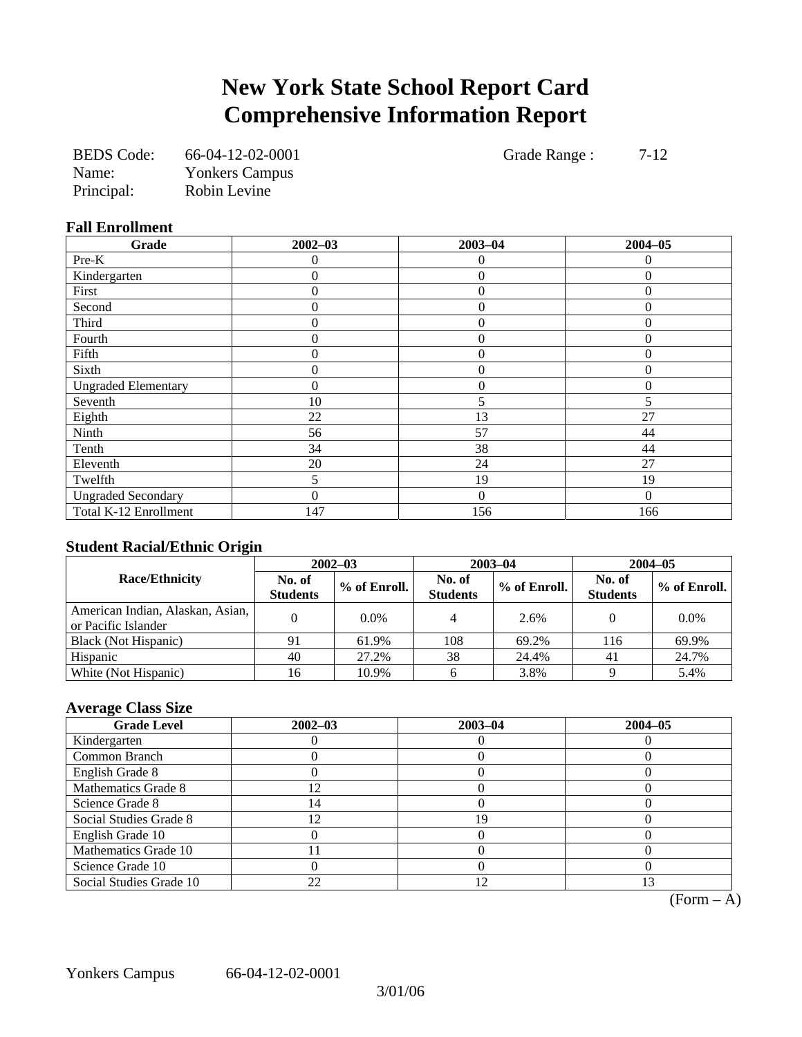# New York State School Report Card Comprehensive Information Report

BEDS Code: 66-04-12-02-0001
Name: Yonkers Campus
Principal: Robin Levine

Grade Range : 7-12

### Fall Enrollment

| Grade | 2002–03 | 2003–04 | 2004–05 |
|---|---|---|---|
| Pre-K | 0 | 0 | 0 |
| Kindergarten | 0 | 0 | 0 |
| First | 0 | 0 | 0 |
| Second | 0 | 0 | 0 |
| Third | 0 | 0 | 0 |
| Fourth | 0 | 0 | 0 |
| Fifth | 0 | 0 | 0 |
| Sixth | 0 | 0 | 0 |
| Ungraded Elementary | 0 | 0 | 0 |
| Seventh | 10 | 5 | 5 |
| Eighth | 22 | 13 | 27 |
| Ninth | 56 | 57 | 44 |
| Tenth | 34 | 38 | 44 |
| Eleventh | 20 | 24 | 27 |
| Twelfth | 5 | 19 | 19 |
| Ungraded Secondary | 0 | 0 | 0 |
| Total K-12 Enrollment | 147 | 156 | 166 |

### Student Racial/Ethnic Origin

| Race/Ethnicity | 2002–03 | | 2003–04 | | 2004–05 | |
|---|---|---|---|---|---|---|
| | No. of Students | % of Enroll. | No. of Students | % of Enroll. | No. of Students | % of Enroll. |
| American Indian, Alaskan, Asian, or Pacific Islander | 0 | 0.0% | 4 | 2.6% | 0 | 0.0% |
| Black (Not Hispanic) | 91 | 61.9% | 108 | 69.2% | 116 | 69.9% |
| Hispanic | 40 | 27.2% | 38 | 24.4% | 41 | 24.7% |
| White (Not Hispanic) | 16 | 10.9% | 6 | 3.8% | 9 | 5.4% |

### Average Class Size

| Grade Level | 2002–03 | 2003–04 | 2004–05 |
|---|---|---|---|
| Kindergarten | 0 | 0 | 0 |
| Common Branch | 0 | 0 | 0 |
| English Grade 8 | 0 | 0 | 0 |
| Mathematics Grade 8 | 12 | 0 | 0 |
| Science Grade 8 | 14 | 0 | 0 |
| Social Studies Grade 8 | 12 | 19 | 0 |
| English Grade 10 | 0 | 0 | 0 |
| Mathematics Grade 10 | 11 | 0 | 0 |
| Science Grade 10 | 0 | 0 | 0 |
| Social Studies Grade 10 | 22 | 12 | 13 |

(Form – A)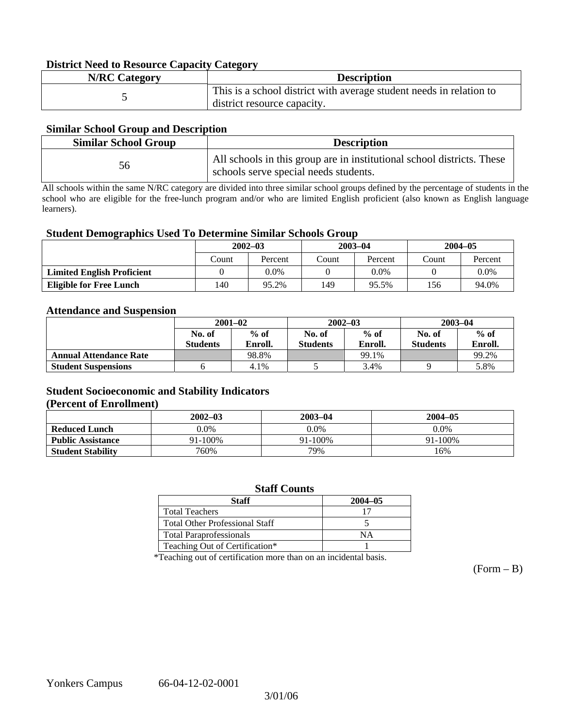### District Need to Resource Capacity Category

| N/RC Category | Description |
|---|---|
| 5 | This is a school district with average student needs in relation to district resource capacity. |

### Similar School Group and Description

| Similar School Group | Description |
|---|---|
| 56 | All schools in this group are in institutional school districts. These schools serve special needs students. |

All schools within the same N/RC category are divided into three similar school groups defined by the percentage of students in the school who are eligible for the free-lunch program and/or who are limited English proficient (also known as English language learners).

### Student Demographics Used To Determine Similar Schools Group

| | 2002–03 | | 2003–04 | | 2004–05 | |
|---|---|---|---|---|---|---|
| | Count | Percent | Count | Percent | Count | Percent |
| **Limited English Proficient** | 0 | 0.0% | 0 | 0.0% | 0 | 0.0% |
| **Eligible for Free Lunch** | 140 | 95.2% | 149 | 95.5% | 156 | 94.0% |

### Attendance and Suspension

| | 2001–02 | | 2002–03 | | 2003–04 | |
|---|---|---|---|---|---|---|
| | No. of Students | % of Enroll. | No. of Students | % of Enroll. | No. of Students | % of Enroll. |
| **Annual Attendance Rate** | | 98.8% | | 99.1% | | 99.2% |
| **Student Suspensions** | 6 | 4.1% | 5 | 3.4% | 9 | 5.8% |

### Student Socioeconomic and Stability Indicators (Percent of Enrollment)

| | 2002–03 | 2003–04 | 2004–05 |
|---|---|---|---|
| **Reduced Lunch** | 0.0% | 0.0% | 0.0% |
| **Public Assistance** | 91-100% | 91-100% | 91-100% |
| **Student Stability** | 760% | 79% | 16% |

### Staff Counts

| Staff | 2004–05 |
|---|---|
| Total Teachers | 17 |
| Total Other Professional Staff | 5 |
| Total Paraprofessionals | NA |
| Teaching Out of Certification* | 1 |

*Teaching out of certification more than on an incidental basis.

(Form – B)

Yonkers Campus 66-04-12-02-0001

3/01/06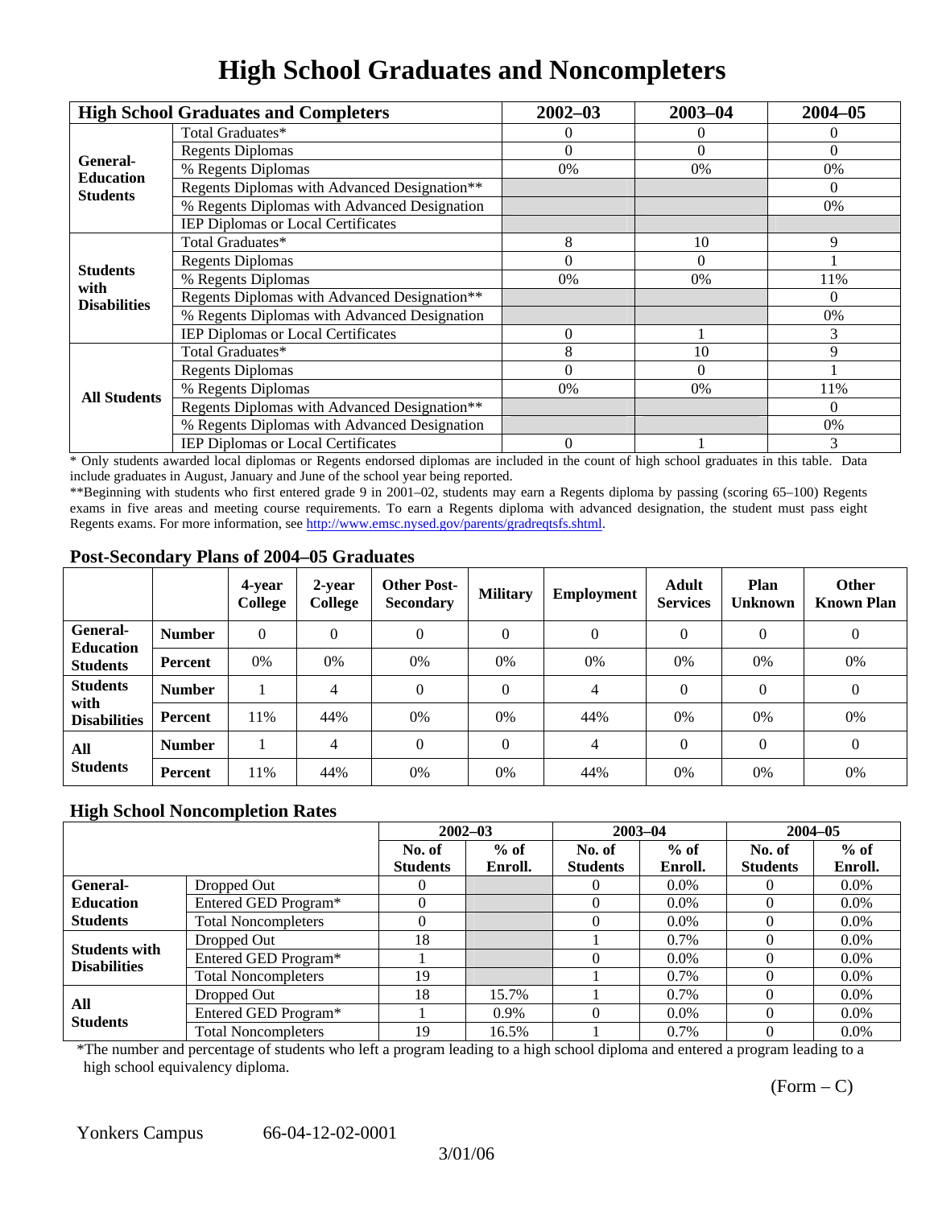# High School Graduates and Noncompleters

| High School Graduates and Completers | | 2002–03 | 2003–04 | 2004–05 |
|---|---|---|---|---|
| General-Education Students | Total Graduates* | 0 | 0 | 0 |
| | Regents Diplomas | 0 | 0 | 0 |
| | % Regents Diplomas | 0% | 0% | 0% |
| | Regents Diplomas with Advanced Designation** | | | 0 |
| | % Regents Diplomas with Advanced Designation | | | 0% |
| | IEP Diplomas or Local Certificates | | | |
| Students with Disabilities | Total Graduates* | 8 | 10 | 9 |
| | Regents Diplomas | 0 | 0 | 1 |
| | % Regents Diplomas | 0% | 0% | 11% |
| | Regents Diplomas with Advanced Designation** | | | 0 |
| | % Regents Diplomas with Advanced Designation | | | 0% |
| | IEP Diplomas or Local Certificates | 0 | 1 | 3 |
| All Students | Total Graduates* | 8 | 10 | 9 |
| | Regents Diplomas | 0 | 0 | 1 |
| | % Regents Diplomas | 0% | 0% | 11% |
| | Regents Diplomas with Advanced Designation** | | | 0 |
| | % Regents Diplomas with Advanced Designation | | | 0% |
| | IEP Diplomas or Local Certificates | 0 | 1 | 3 |

* Only students awarded local diplomas or Regents endorsed diplomas are included in the count of high school graduates in this table. Data include graduates in August, January and June of the school year being reported.

**Beginning with students who first entered grade 9 in 2001–02, students may earn a Regents diploma by passing (scoring 65–100) Regents exams in five areas and meeting course requirements. To earn a Regents diploma with advanced designation, the student must pass eight Regents exams. For more information, see http://www.emsc.nysed.gov/parents/gradreqtsfs.shtml.

### Post-Secondary Plans of 2004–05 Graduates

| | | 4-year College | 2-year College | Other Post-Secondary | Military | Employment | Adult Services | Plan Unknown | Other Known Plan |
|---|---|---|---|---|---|---|---|---|---|
| General-Education Students | Number | 0 | 0 | 0 | 0 | 0 | 0 | 0 | 0 |
| | Percent | 0% | 0% | 0% | 0% | 0% | 0% | 0% | 0% |
| Students with Disabilities | Number | 1 | 4 | 0 | 0 | 4 | 0 | 0 | 0 |
| | Percent | 11% | 44% | 0% | 0% | 44% | 0% | 0% | 0% |
| All Students | Number | 1 | 4 | 0 | 0 | 4 | 0 | 0 | 0 |
| | Percent | 11% | 44% | 0% | 0% | 44% | 0% | 0% | 0% |

### High School Noncompletion Rates

| | | 2002–03 | | 2003–04 | | 2004–05 | |
|---|---|---|---|---|---|---|---|
| | | No. of Students | % of Enroll. | No. of Students | % of Enroll. | No. of Students | % of Enroll. |
| General-Education Students | Dropped Out | 0 | | 0 | 0.0% | 0 | 0.0% |
| | Entered GED Program* | 0 | | 0 | 0.0% | 0 | 0.0% |
| | Total Noncompleters | 0 | | 0 | 0.0% | 0 | 0.0% |
| Students with Disabilities | Dropped Out | 18 | | 1 | 0.7% | 0 | 0.0% |
| | Entered GED Program* | 1 | | 0 | 0.0% | 0 | 0.0% |
| | Total Noncompleters | 19 | | 1 | 0.7% | 0 | 0.0% |
| All Students | Dropped Out | 18 | 15.7% | 1 | 0.7% | 0 | 0.0% |
| | Entered GED Program* | 1 | 0.9% | 0 | 0.0% | 0 | 0.0% |
| | Total Noncompleters | 19 | 16.5% | 1 | 0.7% | 0 | 0.0% |

*The number and percentage of students who left a program leading to a high school diploma and entered a program leading to a high school equivalency diploma.

(Form – C)

Yonkers Campus 66-04-12-02-0001

3/01/06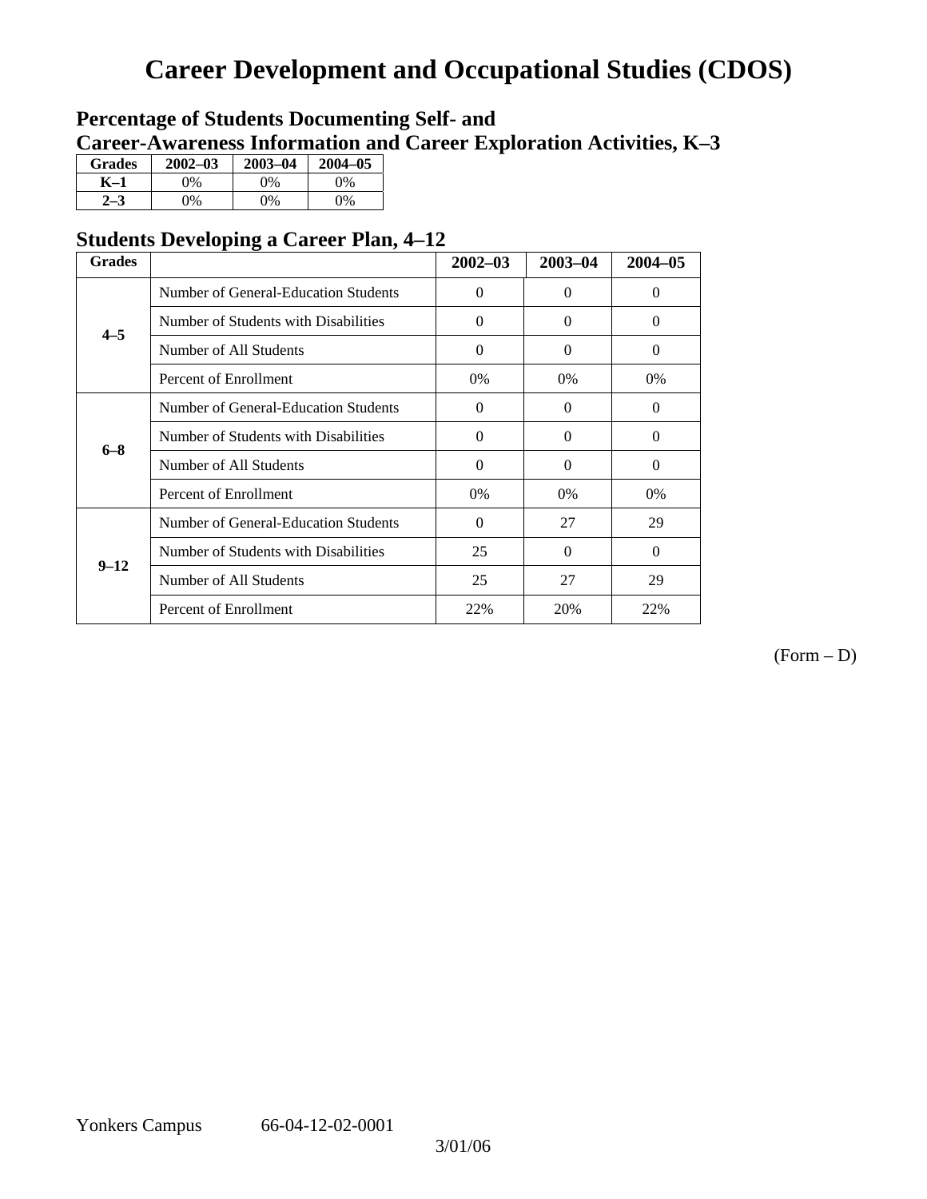# Career Development and Occupational Studies (CDOS)

## Percentage of Students Documenting Self- and Career-Awareness Information and Career Exploration Activities, K–3

| Grades | 2002–03 | 2003–04 | 2004–05 |
|---|---|---|---|
| K–1 | 0% | 0% | 0% |
| 2–3 | 0% | 0% | 0% |

## Students Developing a Career Plan, 4–12

| Grades | | 2002–03 | 2003–04 | 2004–05 |
|---|---|---|---|---|
| 4–5 | Number of General-Education Students | 0 | 0 | 0 |
| | Number of Students with Disabilities | 0 | 0 | 0 |
| | Number of All Students | 0 | 0 | 0 |
| | Percent of Enrollment | 0% | 0% | 0% |
| 6–8 | Number of General-Education Students | 0 | 0 | 0 |
| | Number of Students with Disabilities | 0 | 0 | 0 |
| | Number of All Students | 0 | 0 | 0 |
| | Percent of Enrollment | 0% | 0% | 0% |
| 9–12 | Number of General-Education Students | 0 | 27 | 29 |
| | Number of Students with Disabilities | 25 | 0 | 0 |
| | Number of All Students | 25 | 27 | 29 |
| | Percent of Enrollment | 22% | 20% | 22% |

(Form – D)

Yonkers Campus 66-04-12-02-0001

3/01/06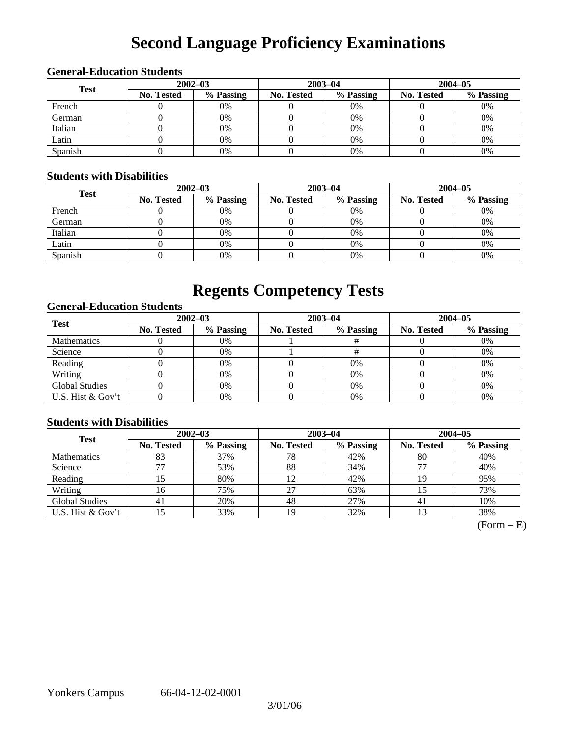# Second Language Proficiency Examinations

### General-Education Students

| Test | 2002–03 | | 2003–04 | | 2004–05 | |
|---|---|---|---|---|---|---|
| | No. Tested | % Passing | No. Tested | % Passing | No. Tested | % Passing |
| French | 0 | 0% | 0 | 0% | 0 | 0% |
| German | 0 | 0% | 0 | 0% | 0 | 0% |
| Italian | 0 | 0% | 0 | 0% | 0 | 0% |
| Latin | 0 | 0% | 0 | 0% | 0 | 0% |
| Spanish | 0 | 0% | 0 | 0% | 0 | 0% |

### Students with Disabilities

| Test | 2002–03 | | 2003–04 | | 2004–05 | |
|---|---|---|---|---|---|---|
| | No. Tested | % Passing | No. Tested | % Passing | No. Tested | % Passing |
| French | 0 | 0% | 0 | 0% | 0 | 0% |
| German | 0 | 0% | 0 | 0% | 0 | 0% |
| Italian | 0 | 0% | 0 | 0% | 0 | 0% |
| Latin | 0 | 0% | 0 | 0% | 0 | 0% |
| Spanish | 0 | 0% | 0 | 0% | 0 | 0% |

# Regents Competency Tests

### General-Education Students

| Test | 2002–03 | | 2003–04 | | 2004–05 | |
|---|---|---|---|---|---|---|
| | No. Tested | % Passing | No. Tested | % Passing | No. Tested | % Passing |
| Mathematics | 0 | 0% | 1 | # | 0 | 0% |
| Science | 0 | 0% | 1 | # | 0 | 0% |
| Reading | 0 | 0% | 0 | 0% | 0 | 0% |
| Writing | 0 | 0% | 0 | 0% | 0 | 0% |
| Global Studies | 0 | 0% | 0 | 0% | 0 | 0% |
| U.S. Hist & Gov't | 0 | 0% | 0 | 0% | 0 | 0% |

### Students with Disabilities

| Test | 2002–03 | | 2003–04 | | 2004–05 | |
|---|---|---|---|---|---|---|
| | No. Tested | % Passing | No. Tested | % Passing | No. Tested | % Passing |
| Mathematics | 83 | 37% | 78 | 42% | 80 | 40% |
| Science | 77 | 53% | 88 | 34% | 77 | 40% |
| Reading | 15 | 80% | 12 | 42% | 19 | 95% |
| Writing | 16 | 75% | 27 | 63% | 15 | 73% |
| Global Studies | 41 | 20% | 48 | 27% | 41 | 10% |
| U.S. Hist & Gov't | 15 | 33% | 19 | 32% | 13 | 38% |

(Form – E)

Yonkers Campus 66-04-12-02-0001

3/01/06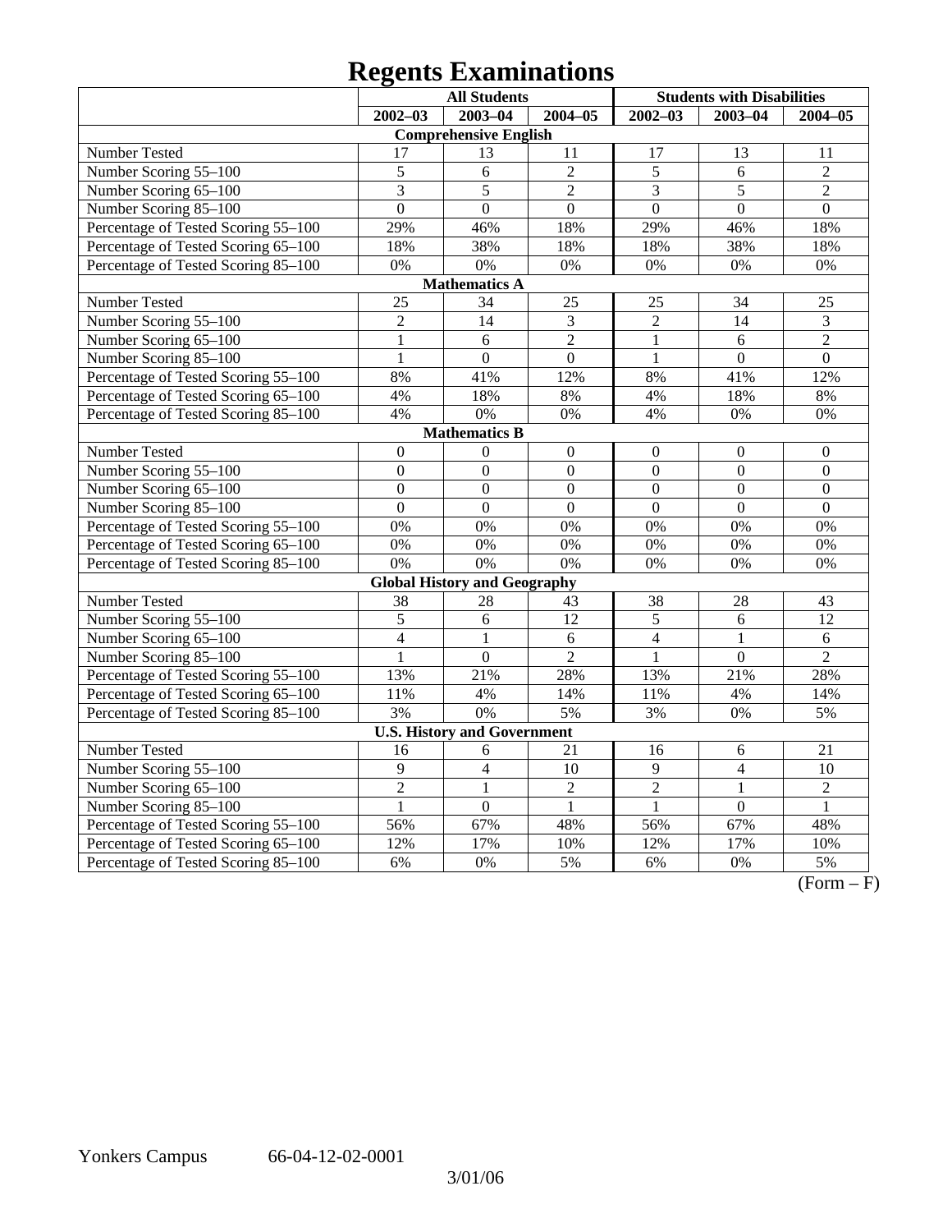# Regents Examinations

| | All Students | | | Students with Disabilities | | |
|---|---|---|---|---|---|---|
| | 2002–03 | 2003–04 | 2004–05 | 2002–03 | 2003–04 | 2004–05 |
| **Comprehensive English** | | | | | | |
| Number Tested | 17 | 13 | 11 | 17 | 13 | 11 |
| Number Scoring 55–100 | 5 | 6 | 2 | 5 | 6 | 2 |
| Number Scoring 65–100 | 3 | 5 | 2 | 3 | 5 | 2 |
| Number Scoring 85–100 | 0 | 0 | 0 | 0 | 0 | 0 |
| Percentage of Tested Scoring 55–100 | 29% | 46% | 18% | 29% | 46% | 18% |
| Percentage of Tested Scoring 65–100 | 18% | 38% | 18% | 18% | 38% | 18% |
| Percentage of Tested Scoring 85–100 | 0% | 0% | 0% | 0% | 0% | 0% |
| **Mathematics A** | | | | | | |
| Number Tested | 25 | 34 | 25 | 25 | 34 | 25 |
| Number Scoring 55–100 | 2 | 14 | 3 | 2 | 14 | 3 |
| Number Scoring 65–100 | 1 | 6 | 2 | 1 | 6 | 2 |
| Number Scoring 85–100 | 1 | 0 | 0 | 1 | 0 | 0 |
| Percentage of Tested Scoring 55–100 | 8% | 41% | 12% | 8% | 41% | 12% |
| Percentage of Tested Scoring 65–100 | 4% | 18% | 8% | 4% | 18% | 8% |
| Percentage of Tested Scoring 85–100 | 4% | 0% | 0% | 4% | 0% | 0% |
| **Mathematics B** | | | | | | |
| Number Tested | 0 | 0 | 0 | 0 | 0 | 0 |
| Number Scoring 55–100 | 0 | 0 | 0 | 0 | 0 | 0 |
| Number Scoring 65–100 | 0 | 0 | 0 | 0 | 0 | 0 |
| Number Scoring 85–100 | 0 | 0 | 0 | 0 | 0 | 0 |
| Percentage of Tested Scoring 55–100 | 0% | 0% | 0% | 0% | 0% | 0% |
| Percentage of Tested Scoring 65–100 | 0% | 0% | 0% | 0% | 0% | 0% |
| Percentage of Tested Scoring 85–100 | 0% | 0% | 0% | 0% | 0% | 0% |
| **Global History and Geography** | | | | | | |
| Number Tested | 38 | 28 | 43 | 38 | 28 | 43 |
| Number Scoring 55–100 | 5 | 6 | 12 | 5 | 6 | 12 |
| Number Scoring 65–100 | 4 | 1 | 6 | 4 | 1 | 6 |
| Number Scoring 85–100 | 1 | 0 | 2 | 1 | 0 | 2 |
| Percentage of Tested Scoring 55–100 | 13% | 21% | 28% | 13% | 21% | 28% |
| Percentage of Tested Scoring 65–100 | 11% | 4% | 14% | 11% | 4% | 14% |
| Percentage of Tested Scoring 85–100 | 3% | 0% | 5% | 3% | 0% | 5% |
| **U.S. History and Government** | | | | | | |
| Number Tested | 16 | 6 | 21 | 16 | 6 | 21 |
| Number Scoring 55–100 | 9 | 4 | 10 | 9 | 4 | 10 |
| Number Scoring 65–100 | 2 | 1 | 2 | 2 | 1 | 2 |
| Number Scoring 85–100 | 1 | 0 | 1 | 1 | 0 | 1 |
| Percentage of Tested Scoring 55–100 | 56% | 67% | 48% | 56% | 67% | 48% |
| Percentage of Tested Scoring 65–100 | 12% | 17% | 10% | 12% | 17% | 10% |
| Percentage of Tested Scoring 85–100 | 6% | 0% | 5% | 6% | 0% | 5% |

(Form – F)

Yonkers Campus 66-04-12-02-0001

3/01/06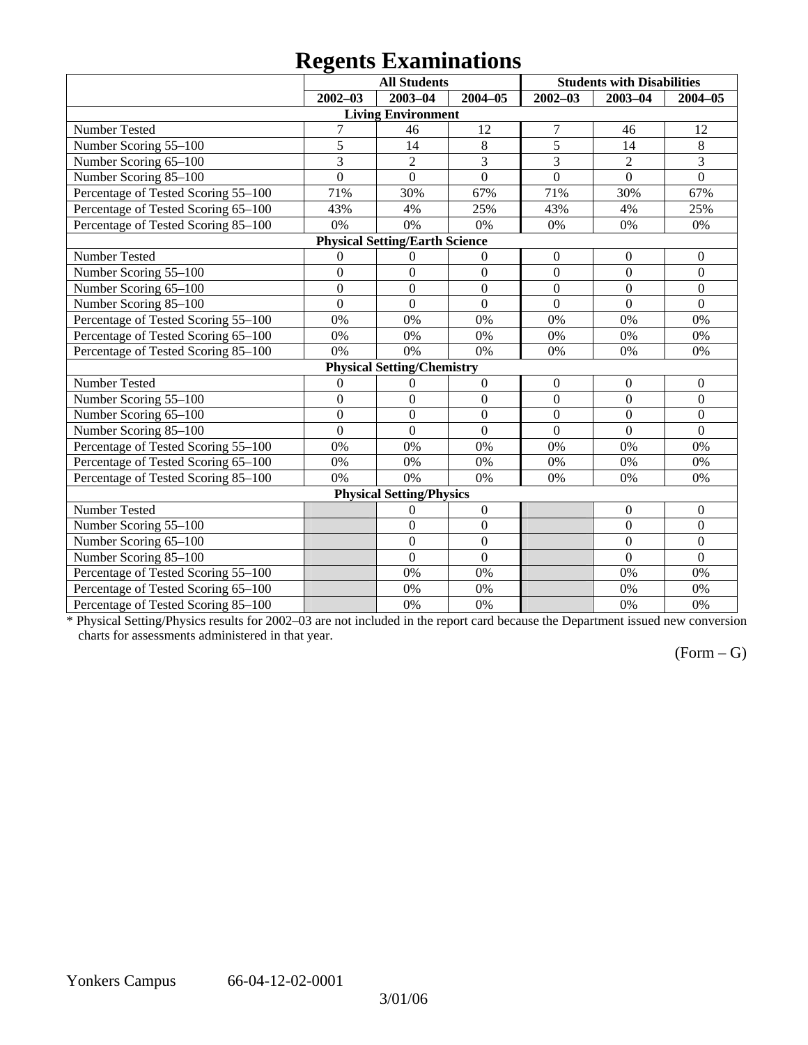# Regents Examinations

| | All Students | | | Students with Disabilities | | |
|---|---|---|---|---|---|---|
| | 2002–03 | 2003–04 | 2004–05 | 2002–03 | 2003–04 | 2004–05 |
| **Living Environment** | | | | | | |
| Number Tested | 7 | 46 | 12 | 7 | 46 | 12 |
| Number Scoring 55–100 | 5 | 14 | 8 | 5 | 14 | 8 |
| Number Scoring 65–100 | 3 | 2 | 3 | 3 | 2 | 3 |
| Number Scoring 85–100 | 0 | 0 | 0 | 0 | 0 | 0 |
| Percentage of Tested Scoring 55–100 | 71% | 30% | 67% | 71% | 30% | 67% |
| Percentage of Tested Scoring 65–100 | 43% | 4% | 25% | 43% | 4% | 25% |
| Percentage of Tested Scoring 85–100 | 0% | 0% | 0% | 0% | 0% | 0% |
| **Physical Setting/Earth Science** | | | | | | |
| Number Tested | 0 | 0 | 0 | 0 | 0 | 0 |
| Number Scoring 55–100 | 0 | 0 | 0 | 0 | 0 | 0 |
| Number Scoring 65–100 | 0 | 0 | 0 | 0 | 0 | 0 |
| Number Scoring 85–100 | 0 | 0 | 0 | 0 | 0 | 0 |
| Percentage of Tested Scoring 55–100 | 0% | 0% | 0% | 0% | 0% | 0% |
| Percentage of Tested Scoring 65–100 | 0% | 0% | 0% | 0% | 0% | 0% |
| Percentage of Tested Scoring 85–100 | 0% | 0% | 0% | 0% | 0% | 0% |
| **Physical Setting/Chemistry** | | | | | | |
| Number Tested | 0 | 0 | 0 | 0 | 0 | 0 |
| Number Scoring 55–100 | 0 | 0 | 0 | 0 | 0 | 0 |
| Number Scoring 65–100 | 0 | 0 | 0 | 0 | 0 | 0 |
| Number Scoring 85–100 | 0 | 0 | 0 | 0 | 0 | 0 |
| Percentage of Tested Scoring 55–100 | 0% | 0% | 0% | 0% | 0% | 0% |
| Percentage of Tested Scoring 65–100 | 0% | 0% | 0% | 0% | 0% | 0% |
| Percentage of Tested Scoring 85–100 | 0% | 0% | 0% | 0% | 0% | 0% |
| **Physical Setting/Physics** | | | | | | |
| Number Tested | | 0 | 0 | | 0 | 0 |
| Number Scoring 55–100 | | 0 | 0 | | 0 | 0 |
| Number Scoring 65–100 | | 0 | 0 | | 0 | 0 |
| Number Scoring 85–100 | | 0 | 0 | | 0 | 0 |
| Percentage of Tested Scoring 55–100 | | 0% | 0% | | 0% | 0% |
| Percentage of Tested Scoring 65–100 | | 0% | 0% | | 0% | 0% |
| Percentage of Tested Scoring 85–100 | | 0% | 0% | | 0% | 0% |

* Physical Setting/Physics results for 2002–03 are not included in the report card because the Department issued new conversion charts for assessments administered in that year.

(Form – G)

Yonkers Campus 66-04-12-02-0001

3/01/06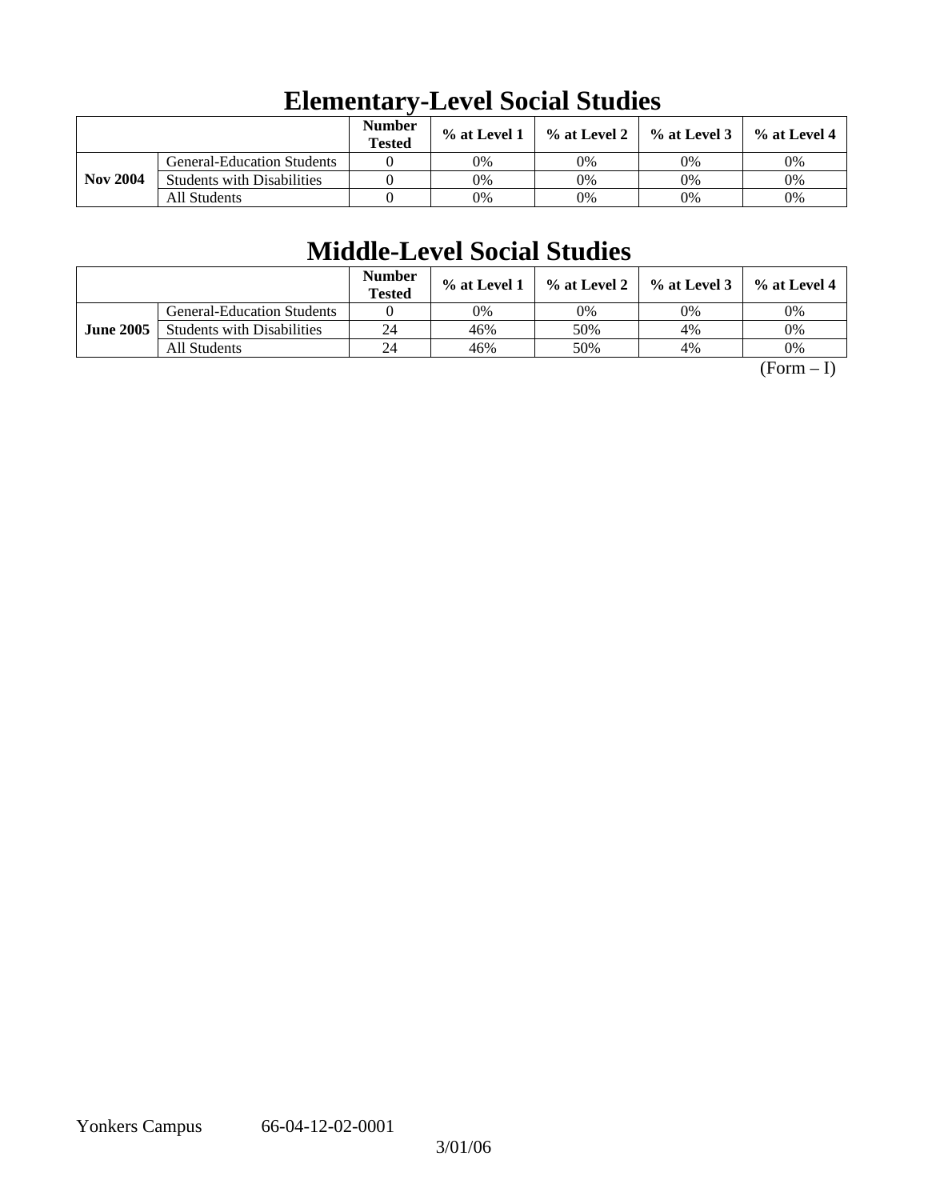# Elementary-Level Social Studies

| | | Number Tested | % at Level 1 | % at Level 2 | % at Level 3 | % at Level 4 |
|---|---|---|---|---|---|---|
| **Nov 2004** | General-Education Students | 0 | 0% | 0% | 0% | 0% |
| | Students with Disabilities | 0 | 0% | 0% | 0% | 0% |
| | All Students | 0 | 0% | 0% | 0% | 0% |

# Middle-Level Social Studies

| | | Number Tested | % at Level 1 | % at Level 2 | % at Level 3 | % at Level 4 |
|---|---|---|---|---|---|---|
| **June 2005** | General-Education Students | 0 | 0% | 0% | 0% | 0% |
| | Students with Disabilities | 24 | 46% | 50% | 4% | 0% |
| | All Students | 24 | 46% | 50% | 4% | 0% |

(Form – I)

Yonkers Campus 66-04-12-02-0001

3/01/06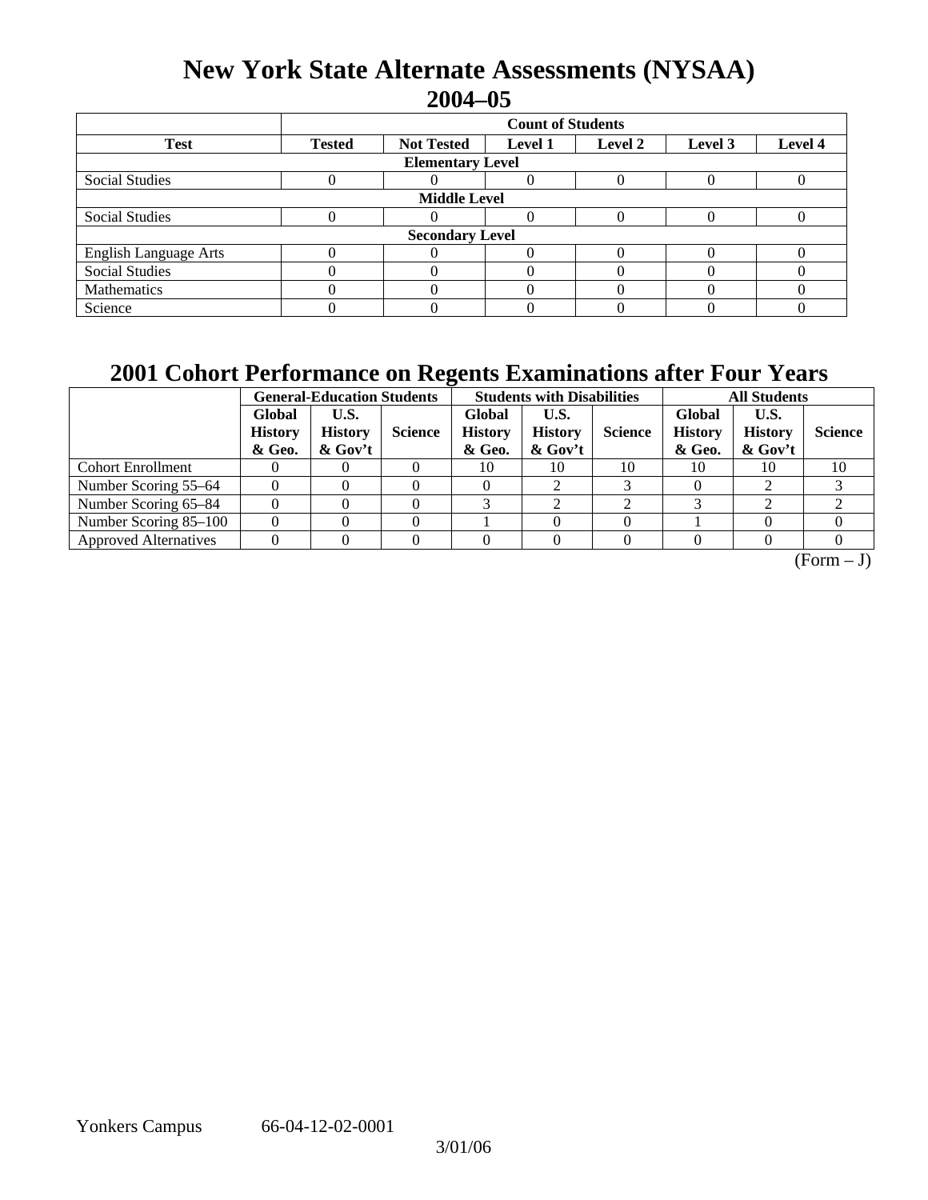# New York State Alternate Assessments (NYSAA)
## 2004–05

| | Count of Students | | | | | |
|---|---|---|---|---|---|---|
| **Test** | **Tested** | **Not Tested** | **Level 1** | **Level 2** | **Level 3** | **Level 4** |
| **Elementary Level** | | | | | | |
| Social Studies | 0 | 0 | 0 | 0 | 0 | 0 |
| **Middle Level** | | | | | | |
| Social Studies | 0 | 0 | 0 | 0 | 0 | 0 |
| **Secondary Level** | | | | | | |
| English Language Arts | 0 | 0 | 0 | 0 | 0 | 0 |
| Social Studies | 0 | 0 | 0 | 0 | 0 | 0 |
| Mathematics | 0 | 0 | 0 | 0 | 0 | 0 |
| Science | 0 | 0 | 0 | 0 | 0 | 0 |

# 2001 Cohort Performance on Regents Examinations after Four Years

| | General-Education Students | | | Students with Disabilities | | | All Students | | |
|---|---|---|---|---|---|---|---|---|---|
| | **Global History & Geo.** | **U.S. History & Gov't** | **Science** | **Global History & Geo.** | **U.S. History & Gov't** | **Science** | **Global History & Geo.** | **U.S. History & Gov't** | **Science** |
| Cohort Enrollment | 0 | 0 | 0 | 10 | 10 | 10 | 10 | 10 | 10 |
| Number Scoring 55–64 | 0 | 0 | 0 | 0 | 2 | 3 | 0 | 2 | 3 |
| Number Scoring 65–84 | 0 | 0 | 0 | 3 | 2 | 2 | 3 | 2 | 2 |
| Number Scoring 85–100 | 0 | 0 | 0 | 1 | 0 | 0 | 1 | 0 | 0 |
| Approved Alternatives | 0 | 0 | 0 | 0 | 0 | 0 | 0 | 0 | 0 |

(Form – J)

Yonkers Campus 66-04-12-02-0001

3/01/06